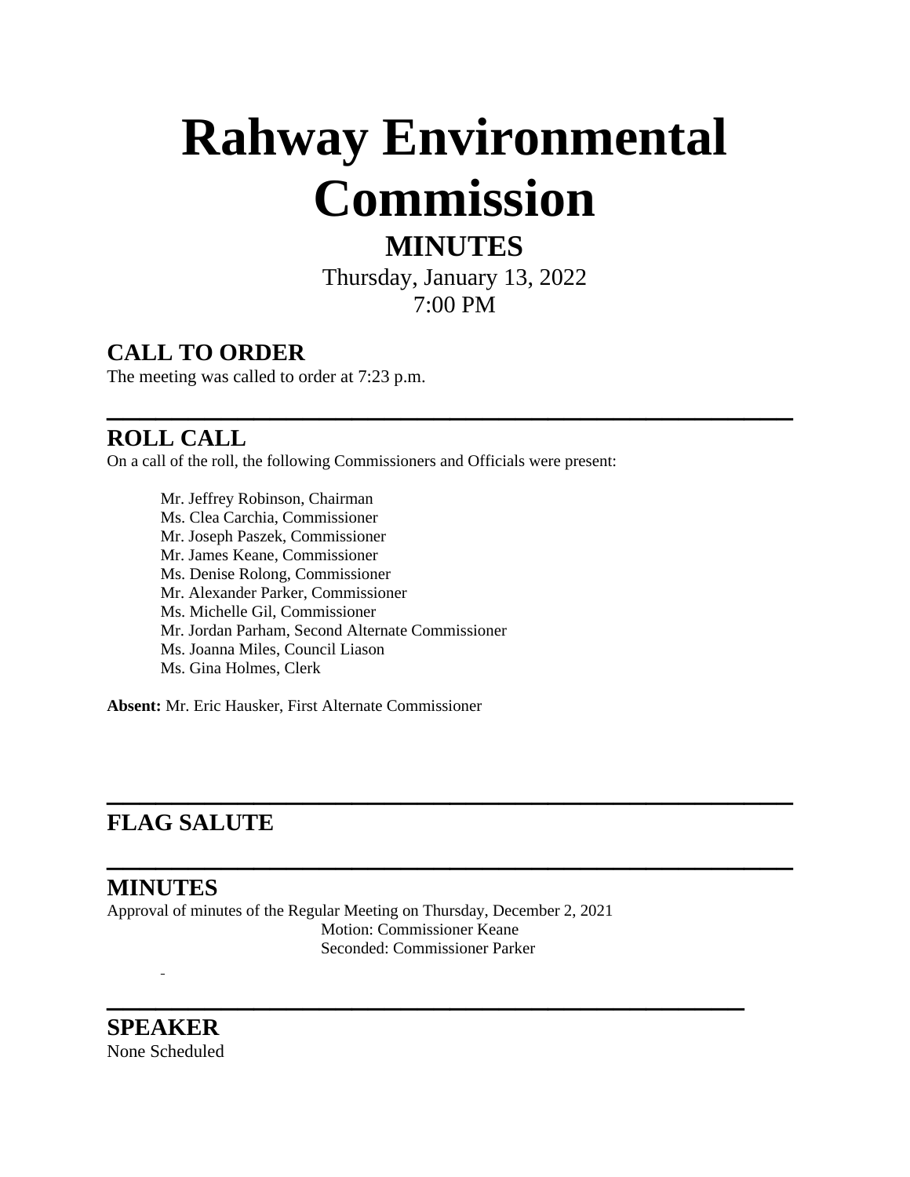# Rahway Environmental Commission

## MINUTES

Thursday, January 13, 2022

7:00 PM

## CALL TO ORDER

The meeting was called to order at 7:23 p.m.

---

## ROLL CALL

On a call of the roll, the following Commissioners and Officials were present:

- Mr. Jeffrey Robinson, Chairman
- Ms. Clea Carchia, Commissioner
- Mr. Joseph Paszek, Commissioner
- Mr. James Keane, Commissioner
- Ms. Denise Rolong, Commissioner
- Mr. Alexander Parker, Commissioner
- Ms. Michelle Gil, Commissioner
- Mr. Jordan Parham, Second Alternate Commissioner
- Ms. Joanna Miles, Council Liason
- Ms. Gina Holmes, Clerk

**Absent:** Mr. Eric Hausker, First Alternate Commissioner

---

## FLAG SALUTE

---

## MINUTES

Approval of minutes of the Regular Meeting on Thursday, December 2, 2021

Motion: Commissioner Keane

Seconded: Commissioner Parker

---

## SPEAKER

None Scheduled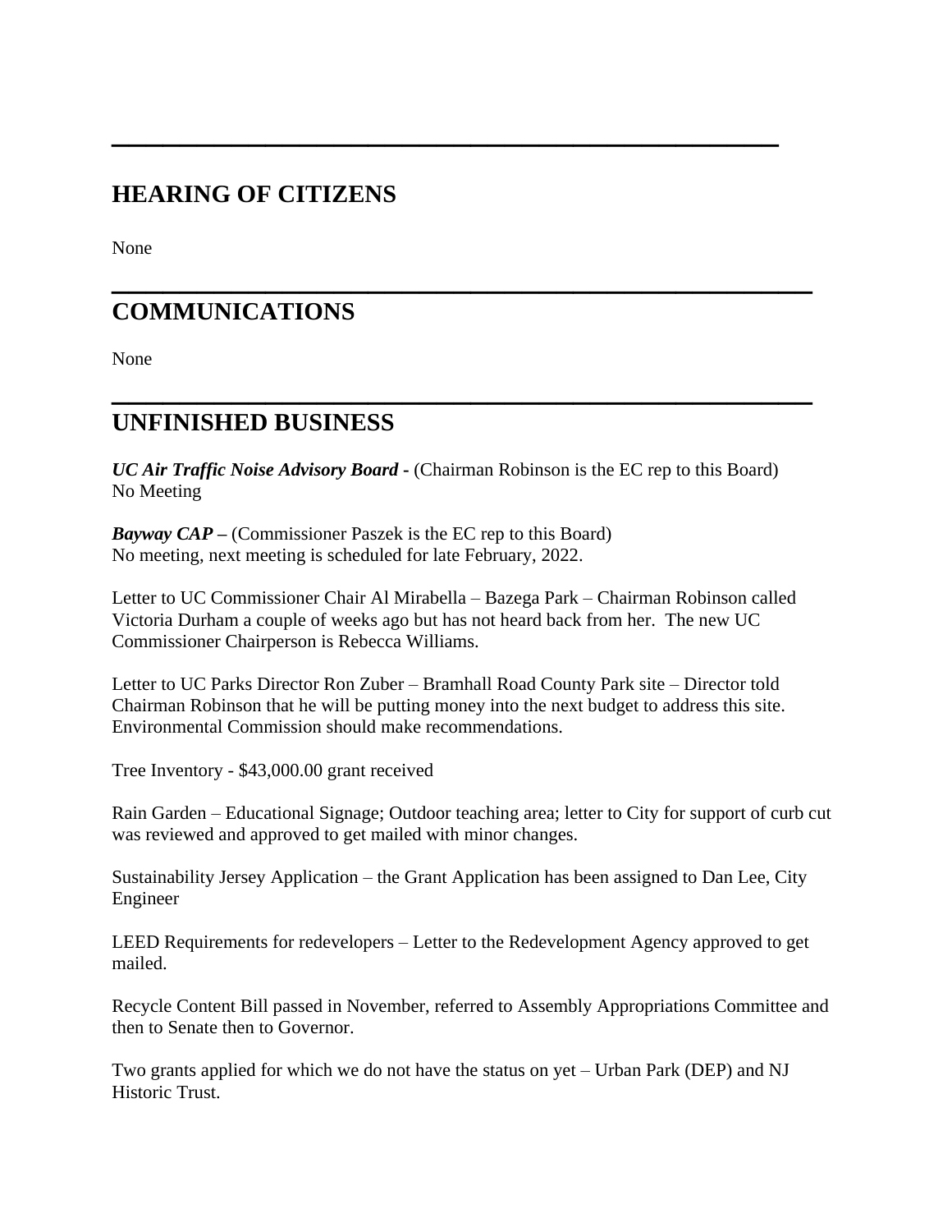## HEARING OF CITIZENS

None

## COMMUNICATIONS

None

## UNFINISHED BUSINESS

***UC Air Traffic Noise Advisory Board -*** (Chairman Robinson is the EC rep to this Board)
No Meeting

***Bayway CAP –*** (Commissioner Paszek is the EC rep to this Board)
No meeting, next meeting is scheduled for late February, 2022.

Letter to UC Commissioner Chair Al Mirabella – Bazega Park – Chairman Robinson called Victoria Durham a couple of weeks ago but has not heard back from her. The new UC Commissioner Chairperson is Rebecca Williams.

Letter to UC Parks Director Ron Zuber – Bramhall Road County Park site – Director told Chairman Robinson that he will be putting money into the next budget to address this site. Environmental Commission should make recommendations.

Tree Inventory - $43,000.00 grant received

Rain Garden – Educational Signage; Outdoor teaching area; letter to City for support of curb cut was reviewed and approved to get mailed with minor changes.

Sustainability Jersey Application – the Grant Application has been assigned to Dan Lee, City Engineer

LEED Requirements for redevelopers – Letter to the Redevelopment Agency approved to get mailed.

Recycle Content Bill passed in November, referred to Assembly Appropriations Committee and then to Senate then to Governor.

Two grants applied for which we do not have the status on yet – Urban Park (DEP) and NJ Historic Trust.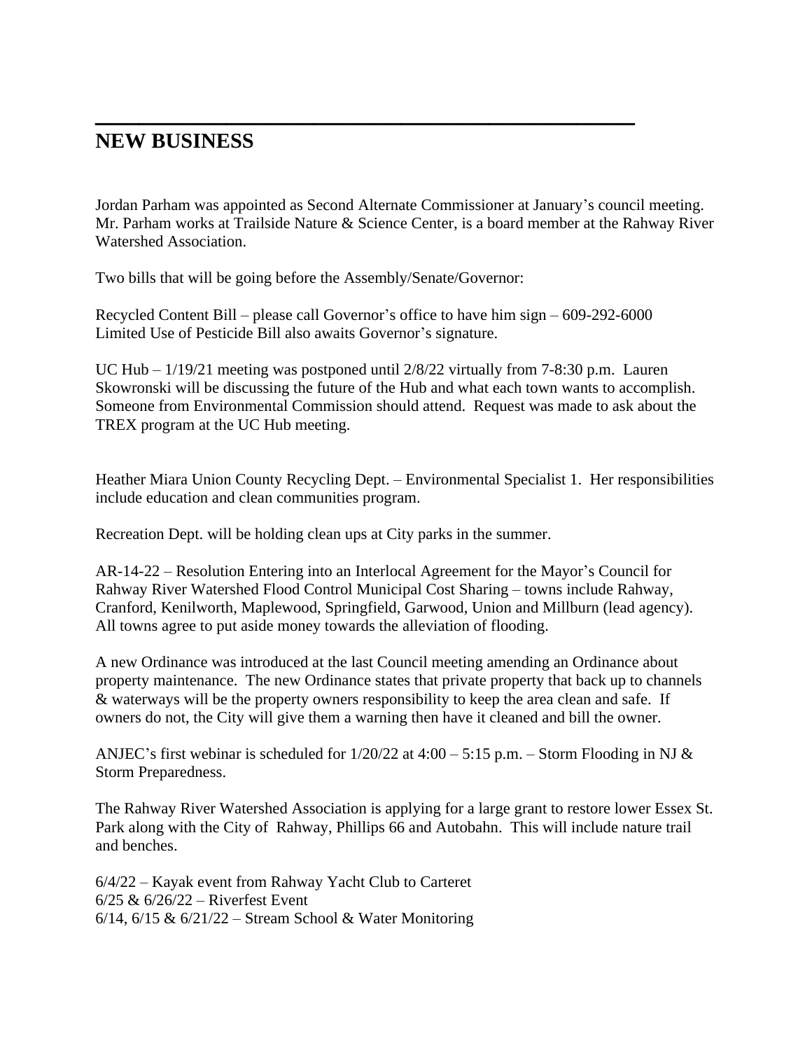## NEW BUSINESS

Jordan Parham was appointed as Second Alternate Commissioner at January's council meeting. Mr. Parham works at Trailside Nature & Science Center, is a board member at the Rahway River Watershed Association.

Two bills that will be going before the Assembly/Senate/Governor:

Recycled Content Bill – please call Governor's office to have him sign – 609-292-6000
Limited Use of Pesticide Bill also awaits Governor's signature.

UC Hub – 1/19/21 meeting was postponed until 2/8/22 virtually from 7-8:30 p.m. Lauren Skowronski will be discussing the future of the Hub and what each town wants to accomplish. Someone from Environmental Commission should attend. Request was made to ask about the TREX program at the UC Hub meeting.

Heather Miara Union County Recycling Dept. – Environmental Specialist 1. Her responsibilities include education and clean communities program.

Recreation Dept. will be holding clean ups at City parks in the summer.

AR-14-22 – Resolution Entering into an Interlocal Agreement for the Mayor's Council for Rahway River Watershed Flood Control Municipal Cost Sharing – towns include Rahway, Cranford, Kenilworth, Maplewood, Springfield, Garwood, Union and Millburn (lead agency). All towns agree to put aside money towards the alleviation of flooding.

A new Ordinance was introduced at the last Council meeting amending an Ordinance about property maintenance. The new Ordinance states that private property that back up to channels & waterways will be the property owners responsibility to keep the area clean and safe. If owners do not, the City will give them a warning then have it cleaned and bill the owner.

ANJEC's first webinar is scheduled for 1/20/22 at 4:00 – 5:15 p.m. – Storm Flooding in NJ & Storm Preparedness.

The Rahway River Watershed Association is applying for a large grant to restore lower Essex St. Park along with the City of Rahway, Phillips 66 and Autobahn. This will include nature trail and benches.

6/4/22 – Kayak event from Rahway Yacht Club to Carteret
6/25 & 6/26/22 – Riverfest Event
6/14, 6/15 & 6/21/22 – Stream School & Water Monitoring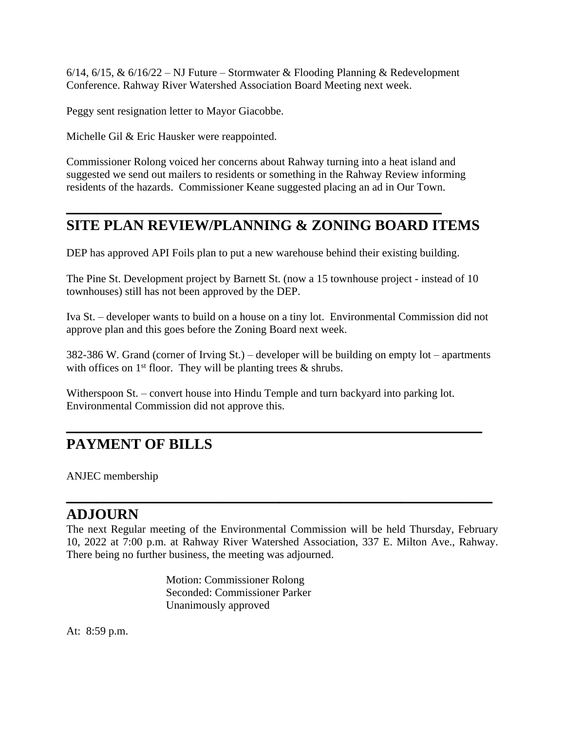6/14, 6/15, & 6/16/22 – NJ Future – Stormwater & Flooding Planning & Redevelopment Conference. Rahway River Watershed Association Board Meeting next week.

Peggy sent resignation letter to Mayor Giacobbe.

Michelle Gil & Eric Hausker were reappointed.

Commissioner Rolong voiced her concerns about Rahway turning into a heat island and suggested we send out mailers to residents or something in the Rahway Review informing residents of the hazards. Commissioner Keane suggested placing an ad in Our Town.

---

## SITE PLAN REVIEW/PLANNING & ZONING BOARD ITEMS

DEP has approved API Foils plan to put a new warehouse behind their existing building.

The Pine St. Development project by Barnett St. (now a 15 townhouse project - instead of 10 townhouses) still has not been approved by the DEP.

Iva St. – developer wants to build on a house on a tiny lot. Environmental Commission did not approve plan and this goes before the Zoning Board next week.

382-386 W. Grand (corner of Irving St.) – developer will be building on empty lot – apartments with offices on 1st floor. They will be planting trees & shrubs.

Witherspoon St. – convert house into Hindu Temple and turn backyard into parking lot. Environmental Commission did not approve this.

---

## PAYMENT OF BILLS

ANJEC membership

---

## ADJOURN

The next Regular meeting of the Environmental Commission will be held Thursday, February 10, 2022 at 7:00 p.m. at Rahway River Watershed Association, 337 E. Milton Ave., Rahway. There being no further business, the meeting was adjourned.

Motion: Commissioner Rolong
Seconded: Commissioner Parker
Unanimously approved

At: 8:59 p.m.